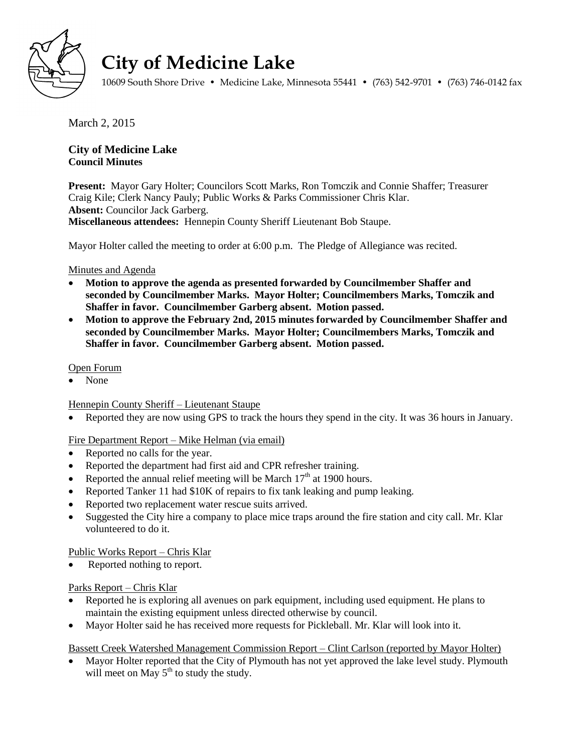# City of Medicine Lake

10609 South Shore Drive • Medicine Lake, Minnesota 55441 • (763) 542-9701 • (763) 746-0142 fax

March 2, 2015

**City of Medicine Lake**
**Council Minutes**

**Present:** Mayor Gary Holter; Councilors Scott Marks, Ron Tomczik and Connie Shaffer; Treasurer Craig Kile; Clerk Nancy Pauly; Public Works & Parks Commissioner Chris Klar.
**Absent:** Councilor Jack Garberg.
**Miscellaneous attendees:** Hennepin County Sheriff Lieutenant Bob Staupe.

Mayor Holter called the meeting to order at 6:00 p.m. The Pledge of Allegiance was recited.

Minutes and Agenda

- **Motion to approve the agenda as presented forwarded by Councilmember Shaffer and seconded by Councilmember Marks. Mayor Holter; Councilmembers Marks, Tomczik and Shaffer in favor. Councilmember Garberg absent. Motion passed.**
- **Motion to approve the February 2nd, 2015 minutes forwarded by Councilmember Shaffer and seconded by Councilmember Marks. Mayor Holter; Councilmembers Marks, Tomczik and Shaffer in favor. Councilmember Garberg absent. Motion passed.**

Open Forum

- None

Hennepin County Sheriff – Lieutenant Staupe

- Reported they are now using GPS to track the hours they spend in the city. It was 36 hours in January.

Fire Department Report – Mike Helman (via email)

- Reported no calls for the year.
- Reported the department had first aid and CPR refresher training.
- Reported the annual relief meeting will be March 17th at 1900 hours.
- Reported Tanker 11 had $10K of repairs to fix tank leaking and pump leaking.
- Reported two replacement water rescue suits arrived.
- Suggested the City hire a company to place mice traps around the fire station and city call. Mr. Klar volunteered to do it.

Public Works Report – Chris Klar

- Reported nothing to report.

Parks Report – Chris Klar

- Reported he is exploring all avenues on park equipment, including used equipment. He plans to maintain the existing equipment unless directed otherwise by council.
- Mayor Holter said he has received more requests for Pickleball. Mr. Klar will look into it.

Bassett Creek Watershed Management Commission Report – Clint Carlson (reported by Mayor Holter)

- Mayor Holter reported that the City of Plymouth has not yet approved the lake level study. Plymouth will meet on May 5th to study the study.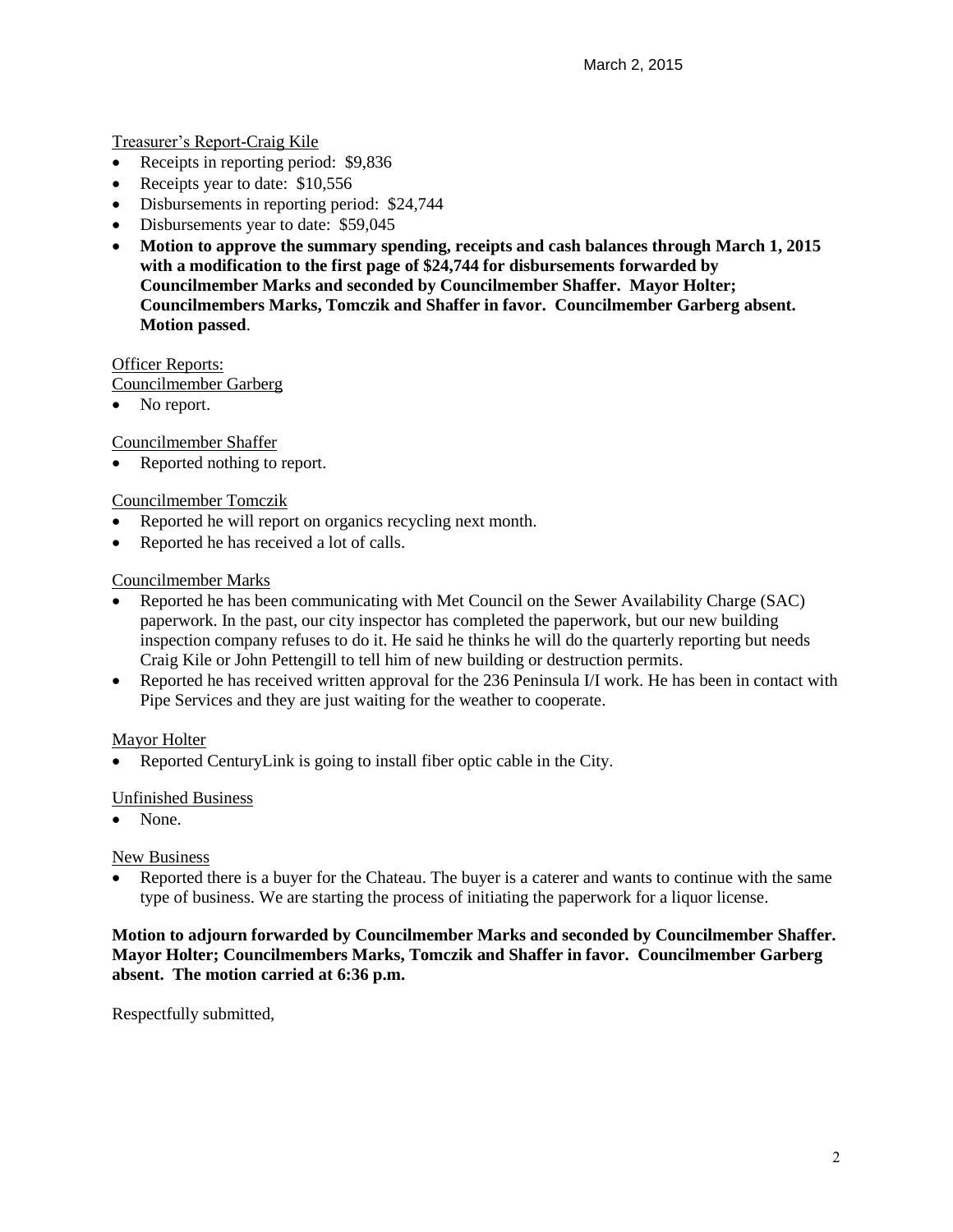Treasurer's Report-Craig Kile

- Receipts in reporting period: $9,836
- Receipts year to date: $10,556
- Disbursements in reporting period: $24,744
- Disbursements year to date: $59,045
- **Motion to approve the summary spending, receipts and cash balances through March 1, 2015 with a modification to the first page of $24,744 for disbursements forwarded by Councilmember Marks and seconded by Councilmember Shaffer. Mayor Holter; Councilmembers Marks, Tomczik and Shaffer in favor. Councilmember Garberg absent. Motion passed**.

Officer Reports:

Councilmember Garberg

- No report.

Councilmember Shaffer

- Reported nothing to report.

Councilmember Tomczik

- Reported he will report on organics recycling next month.
- Reported he has received a lot of calls.

Councilmember Marks

- Reported he has been communicating with Met Council on the Sewer Availability Charge (SAC) paperwork. In the past, our city inspector has completed the paperwork, but our new building inspection company refuses to do it. He said he thinks he will do the quarterly reporting but needs Craig Kile or John Pettengill to tell him of new building or destruction permits.
- Reported he has received written approval for the 236 Peninsula I/I work. He has been in contact with Pipe Services and they are just waiting for the weather to cooperate.

Mayor Holter

- Reported CenturyLink is going to install fiber optic cable in the City.

Unfinished Business

- None.

New Business

- Reported there is a buyer for the Chateau. The buyer is a caterer and wants to continue with the same type of business. We are starting the process of initiating the paperwork for a liquor license.

**Motion to adjourn forwarded by Councilmember Marks and seconded by Councilmember Shaffer. Mayor Holter; Councilmembers Marks, Tomczik and Shaffer in favor. Councilmember Garberg absent. The motion carried at 6:36 p.m.**

Respectfully submitted,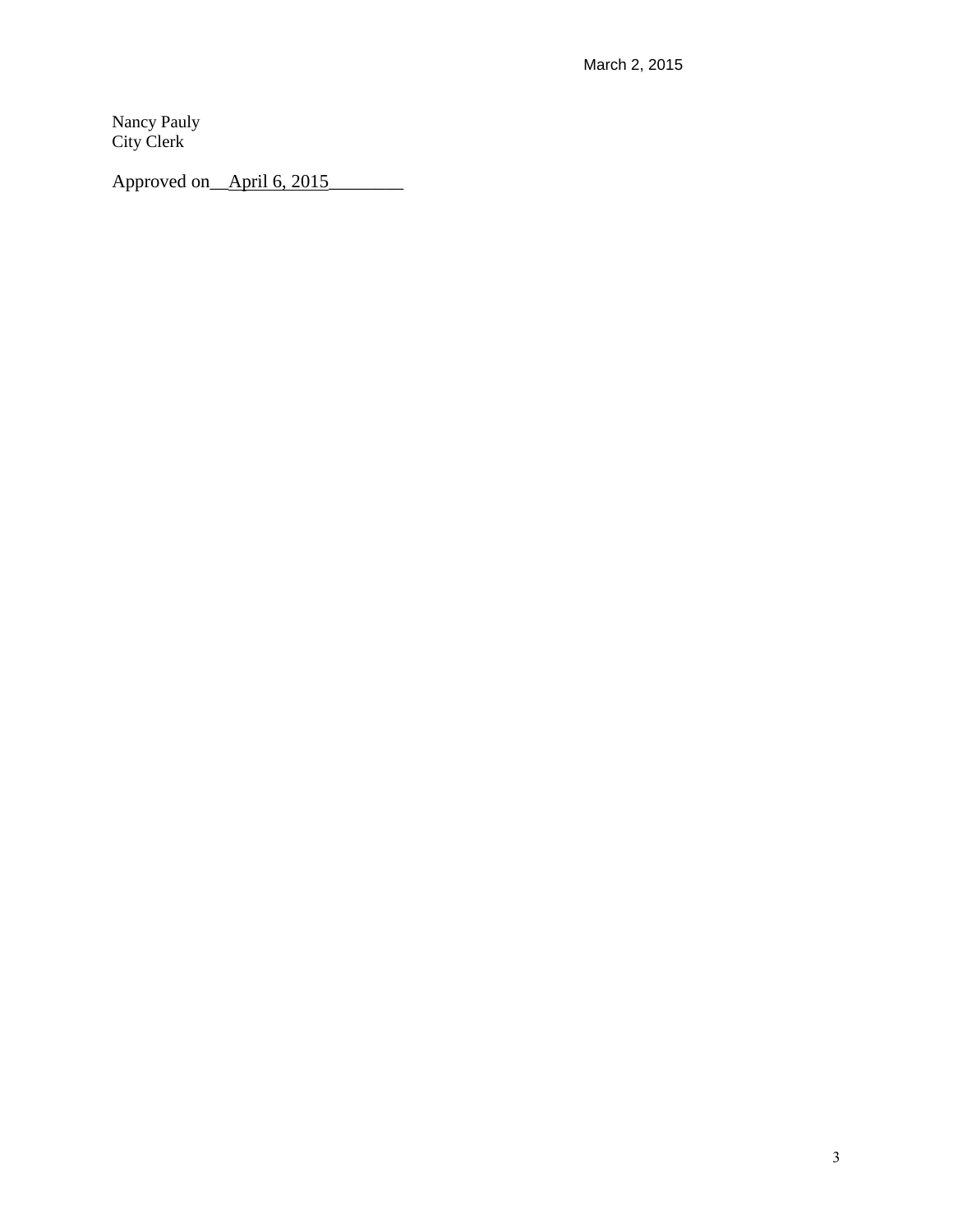Nancy Pauly
City Clerk

Approved on__April 6, 2015________